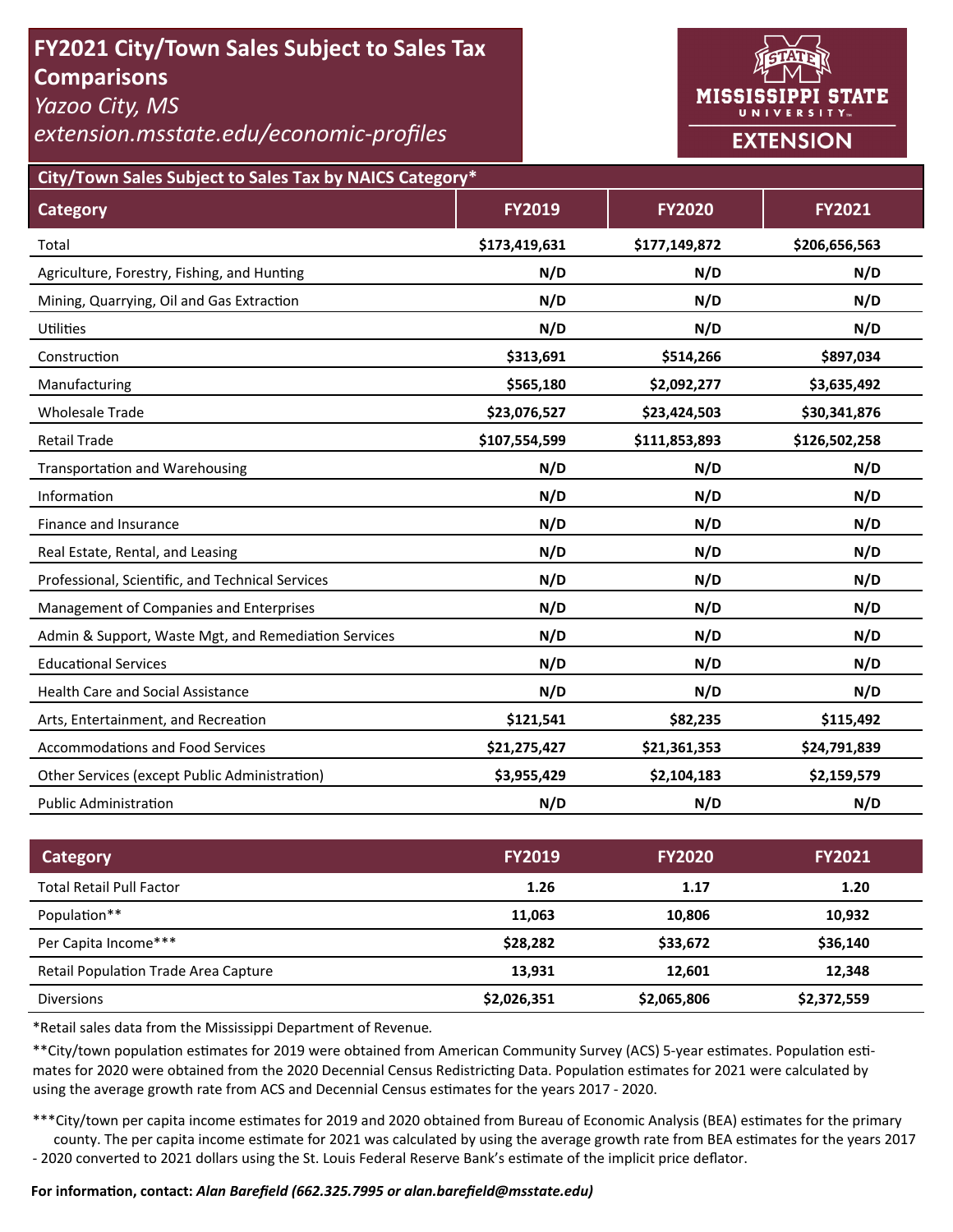# FY2021 City/Town Sales Subject to Sales Tax Comparisons

*Yazoo City, MS*

*extension.msstate.edu/economic-profiles*

MISSISSIPPI STATE UNIVERSITY EXTENSION

## City/Town Sales Subject to Sales Tax by NAICS Category*

| Category | FY2019 | FY2020 | FY2021 |
|---|---|---|---|
| Total | **$173,419,631** | **$177,149,872** | **$206,656,563** |
| Agriculture, Forestry, Fishing, and Hunting | **N/D** | **N/D** | **N/D** |
| Mining, Quarrying, Oil and Gas Extraction | **N/D** | **N/D** | **N/D** |
| Utilities | **N/D** | **N/D** | **N/D** |
| Construction | **$313,691** | **$514,266** | **$897,034** |
| Manufacturing | **$565,180** | **$2,092,277** | **$3,635,492** |
| Wholesale Trade | **$23,076,527** | **$23,424,503** | **$30,341,876** |
| Retail Trade | **$107,554,599** | **$111,853,893** | **$126,502,258** |
| Transportation and Warehousing | **N/D** | **N/D** | **N/D** |
| Information | **N/D** | **N/D** | **N/D** |
| Finance and Insurance | **N/D** | **N/D** | **N/D** |
| Real Estate, Rental, and Leasing | **N/D** | **N/D** | **N/D** |
| Professional, Scientific, and Technical Services | **N/D** | **N/D** | **N/D** |
| Management of Companies and Enterprises | **N/D** | **N/D** | **N/D** |
| Admin & Support, Waste Mgt, and Remediation Services | **N/D** | **N/D** | **N/D** |
| Educational Services | **N/D** | **N/D** | **N/D** |
| Health Care and Social Assistance | **N/D** | **N/D** | **N/D** |
| Arts, Entertainment, and Recreation | **$121,541** | **$82,235** | **$115,492** |
| Accommodations and Food Services | **$21,275,427** | **$21,361,353** | **$24,791,839** |
| Other Services (except Public Administration) | **$3,955,429** | **$2,104,183** | **$2,159,579** |
| Public Administration | **N/D** | **N/D** | **N/D** |

| Category | FY2019 | FY2020 | FY2021 |
|---|---|---|---|
| Total Retail Pull Factor | **1.26** | **1.17** | **1.20** |
| Population** | **11,063** | **10,806** | **10,932** |
| Per Capita Income*** | **$28,282** | **$33,672** | **$36,140** |
| Retail Population Trade Area Capture | **13,931** | **12,601** | **12,348** |
| Diversions | **$2,026,351** | **$2,065,806** | **$2,372,559** |

*Retail sales data from the Mississippi Department of Revenue.

**City/town population estimates for 2019 were obtained from American Community Survey (ACS) 5-year estimates. Population estimates for 2020 were obtained from the 2020 Decennial Census Redistricting Data. Population estimates for 2021 were calculated by using the average growth rate from ACS and Decennial Census estimates for the years 2017 - 2020.

***City/town per capita income estimates for 2019 and 2020 obtained from Bureau of Economic Analysis (BEA) estimates for the primary county. The per capita income estimate for 2021 was calculated by using the average growth rate from BEA estimates for the years 2017 - 2020 converted to 2021 dollars using the St. Louis Federal Reserve Bank's estimate of the implicit price deflator.

**For information, contact:** ***Alan Barefield (662.325.7995 or alan.barefield@msstate.edu)***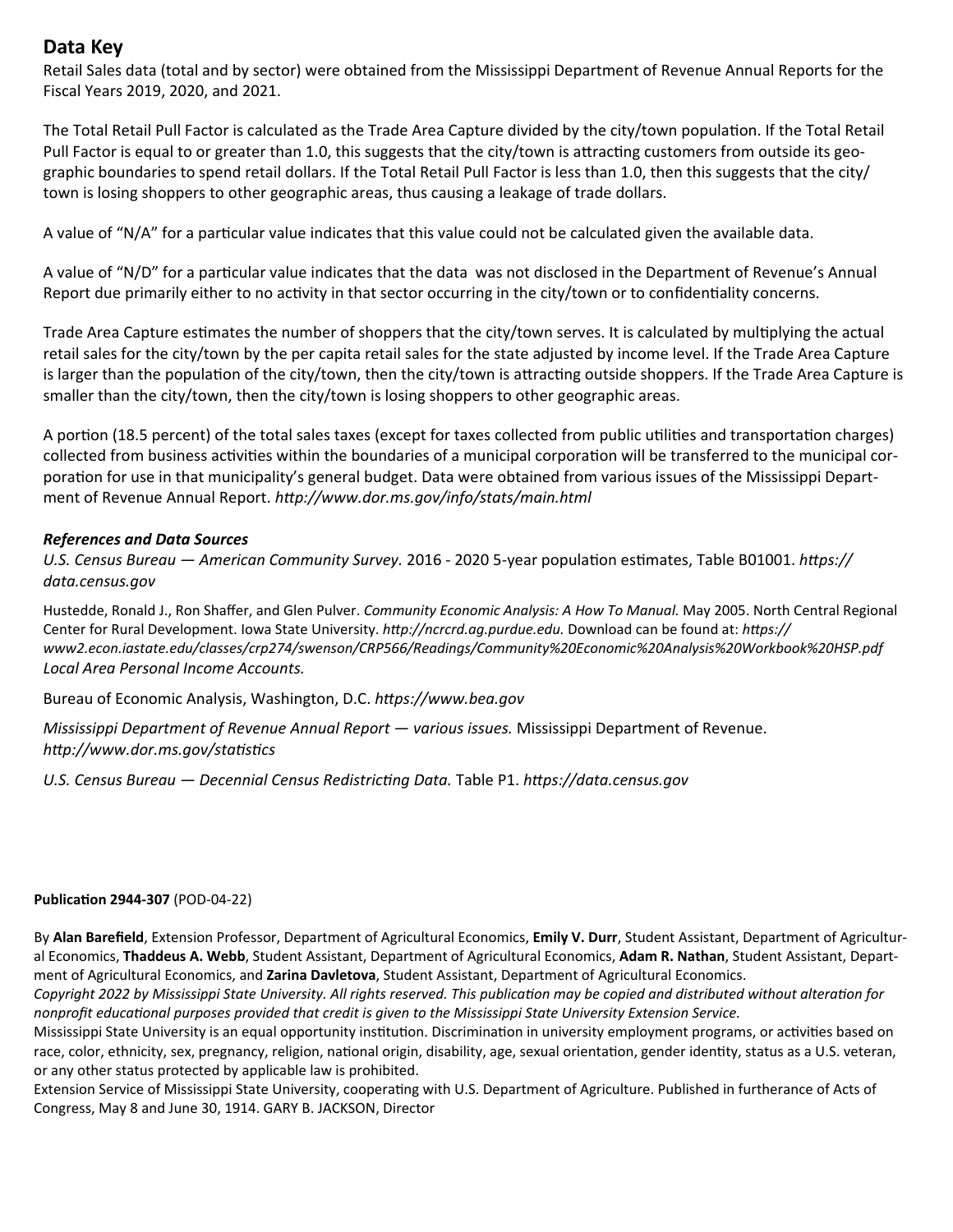## Data Key

Retail Sales data (total and by sector) were obtained from the Mississippi Department of Revenue Annual Reports for the Fiscal Years 2019, 2020, and 2021.

The Total Retail Pull Factor is calculated as the Trade Area Capture divided by the city/town population. If the Total Retail Pull Factor is equal to or greater than 1.0, this suggests that the city/town is attracting customers from outside its geographic boundaries to spend retail dollars. If the Total Retail Pull Factor is less than 1.0, then this suggests that the city/town is losing shoppers to other geographic areas, thus causing a leakage of trade dollars.

A value of "N/A" for a particular value indicates that this value could not be calculated given the available data.

A value of "N/D" for a particular value indicates that the data was not disclosed in the Department of Revenue's Annual Report due primarily either to no activity in that sector occurring in the city/town or to confidentiality concerns.

Trade Area Capture estimates the number of shoppers that the city/town serves. It is calculated by multiplying the actual retail sales for the city/town by the per capita retail sales for the state adjusted by income level. If the Trade Area Capture is larger than the population of the city/town, then the city/town is attracting outside shoppers. If the Trade Area Capture is smaller than the city/town, then the city/town is losing shoppers to other geographic areas.

A portion (18.5 percent) of the total sales taxes (except for taxes collected from public utilities and transportation charges) collected from business activities within the boundaries of a municipal corporation will be transferred to the municipal corporation for use in that municipality's general budget. Data were obtained from various issues of the Mississippi Department of Revenue Annual Report. *http://www.dor.ms.gov/info/stats/main.html*

### *References and Data Sources*

*U.S. Census Bureau — American Community Survey.* 2016 - 2020 5-year population estimates, Table B01001. *https://data.census.gov*

Hustedde, Ronald J., Ron Shaffer, and Glen Pulver. *Community Economic Analysis: A How To Manual.* May 2005. North Central Regional Center for Rural Development. Iowa State University. *http://ncrcrd.ag.purdue.edu.* Download can be found at: *https://www2.econ.iastate.edu/classes/crp274/swenson/CRP566/Readings/Community%20Economic%20Analysis%20Workbook%20HSP.pdf* *Local Area Personal Income Accounts.*

Bureau of Economic Analysis, Washington, D.C. *https://www.bea.gov*

*Mississippi Department of Revenue Annual Report — various issues.* Mississippi Department of Revenue. *http://www.dor.ms.gov/statistics*

*U.S. Census Bureau — Decennial Census Redistricting Data.* Table P1. *https://data.census.gov*

**Publication 2944-307** (POD-04-22)

By **Alan Barefield**, Extension Professor, Department of Agricultural Economics, **Emily V. Durr**, Student Assistant, Department of Agricultural Economics, **Thaddeus A. Webb**, Student Assistant, Department of Agricultural Economics, **Adam R. Nathan**, Student Assistant, Department of Agricultural Economics, and **Zarina Davletova**, Student Assistant, Department of Agricultural Economics.

*Copyright 2022 by Mississippi State University. All rights reserved. This publication may be copied and distributed without alteration for nonprofit educational purposes provided that credit is given to the Mississippi State University Extension Service.*

Mississippi State University is an equal opportunity institution. Discrimination in university employment programs, or activities based on race, color, ethnicity, sex, pregnancy, religion, national origin, disability, age, sexual orientation, gender identity, status as a U.S. veteran, or any other status protected by applicable law is prohibited.

Extension Service of Mississippi State University, cooperating with U.S. Department of Agriculture. Published in furtherance of Acts of Congress, May 8 and June 30, 1914. GARY B. JACKSON, Director